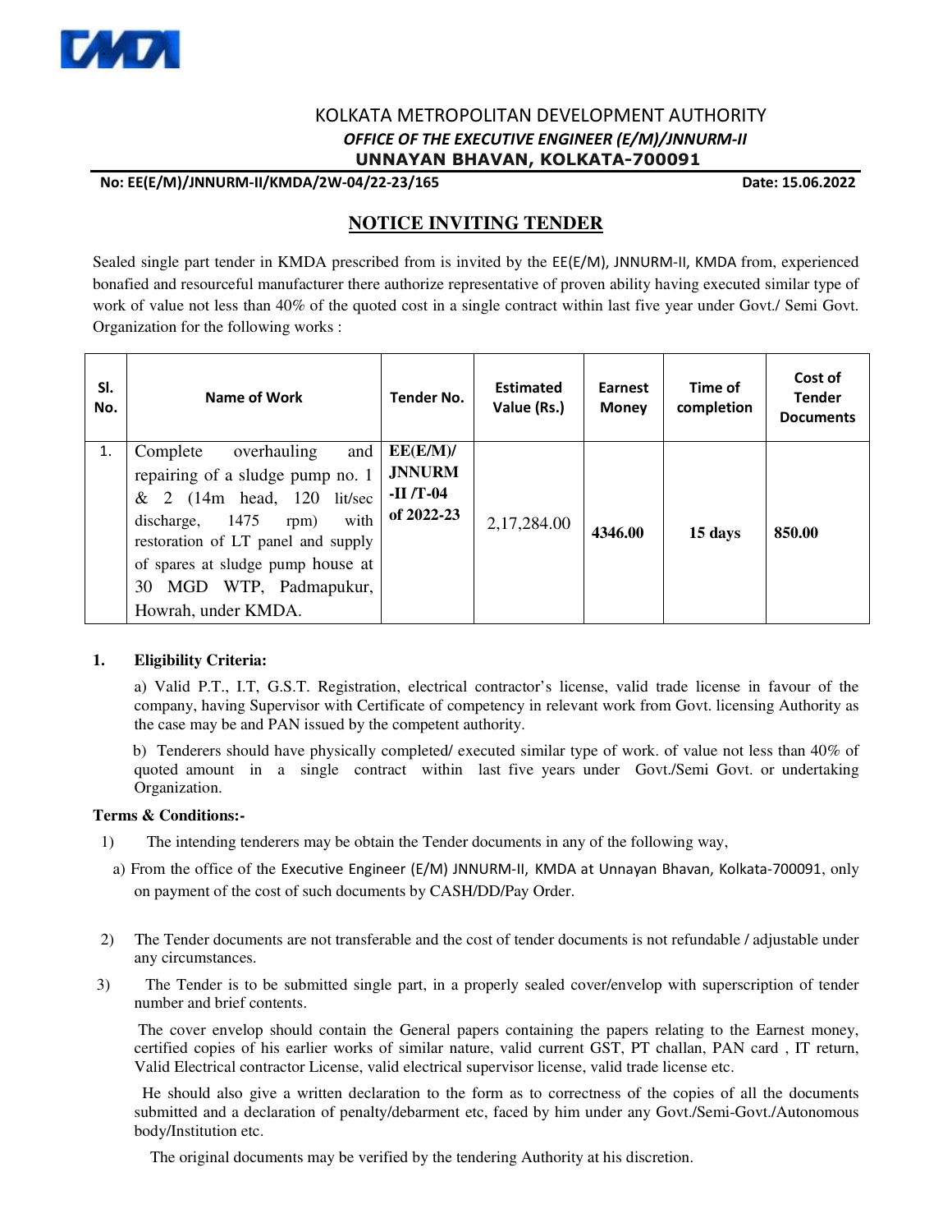# KOLKATA METROPOLITAN DEVELOPMENT AUTHORITY

***OFFICE OF THE EXECUTIVE ENGINEER (E/M)/JNNURM-II***

**UNNAYAN BHAVAN, KOLKATA-700091**

**No: EE(E/M)/JNNURM-II/KMDA/2W-04/22-23/165** **Date: 15.06.2022**

## NOTICE INVITING TENDER

Sealed single part tender in KMDA prescribed from is invited by the EE(E/M), JNNURM-II, KMDA from, experienced bonafied and resourceful manufacturer there authorize representative of proven ability having executed similar type of work of value not less than 40% of the quoted cost in a single contract within last five year under Govt./ Semi Govt. Organization for the following works :

| Sl. No. | Name of Work | Tender No. | Estimated Value (Rs.) | Earnest Money | Time of completion | Cost of Tender Documents |
|---|---|---|---|---|---|---|
| 1. | Complete overhauling and repairing of a sludge pump no. 1 & 2 (14m head, 120 lit/sec discharge, 1475 rpm) with restoration of LT panel and supply of spares at sludge pump house at 30 MGD WTP, Padmapukur, Howrah, under KMDA. | **EE(E/M)/ JNNURM -II /T-04 of 2022-23** | 2,17,284.00 | **4346.00** | **15 days** | **850.00** |

**1. Eligibility Criteria:**

a) Valid P.T., I.T, G.S.T. Registration, electrical contractor's license, valid trade license in favour of the company, having Supervisor with Certificate of competency in relevant work from Govt. licensing Authority as the case may be and PAN issued by the competent authority.

b) Tenderers should have physically completed/ executed similar type of work. of value not less than 40% of quoted amount in a single contract within last five years under Govt./Semi Govt. or undertaking Organization.

**Terms & Conditions:-**

1) The intending tenderers may be obtain the Tender documents in any of the following way,

a) From the office of the Executive Engineer (E/M) JNNURM-II, KMDA at Unnayan Bhavan, Kolkata-700091, only on payment of the cost of such documents by CASH/DD/Pay Order.

2) The Tender documents are not transferable and the cost of tender documents is not refundable / adjustable under any circumstances.

3) The Tender is to be submitted single part, in a properly sealed cover/envelop with superscription of tender number and brief contents.

The cover envelop should contain the General papers containing the papers relating to the Earnest money, certified copies of his earlier works of similar nature, valid current GST, PT challan, PAN card , IT return, Valid Electrical contractor License, valid electrical supervisor license, valid trade license etc.

He should also give a written declaration to the form as to correctness of the copies of all the documents submitted and a declaration of penalty/debarment etc, faced by him under any Govt./Semi-Govt./Autonomous body/Institution etc.

The original documents may be verified by the tendering Authority at his discretion.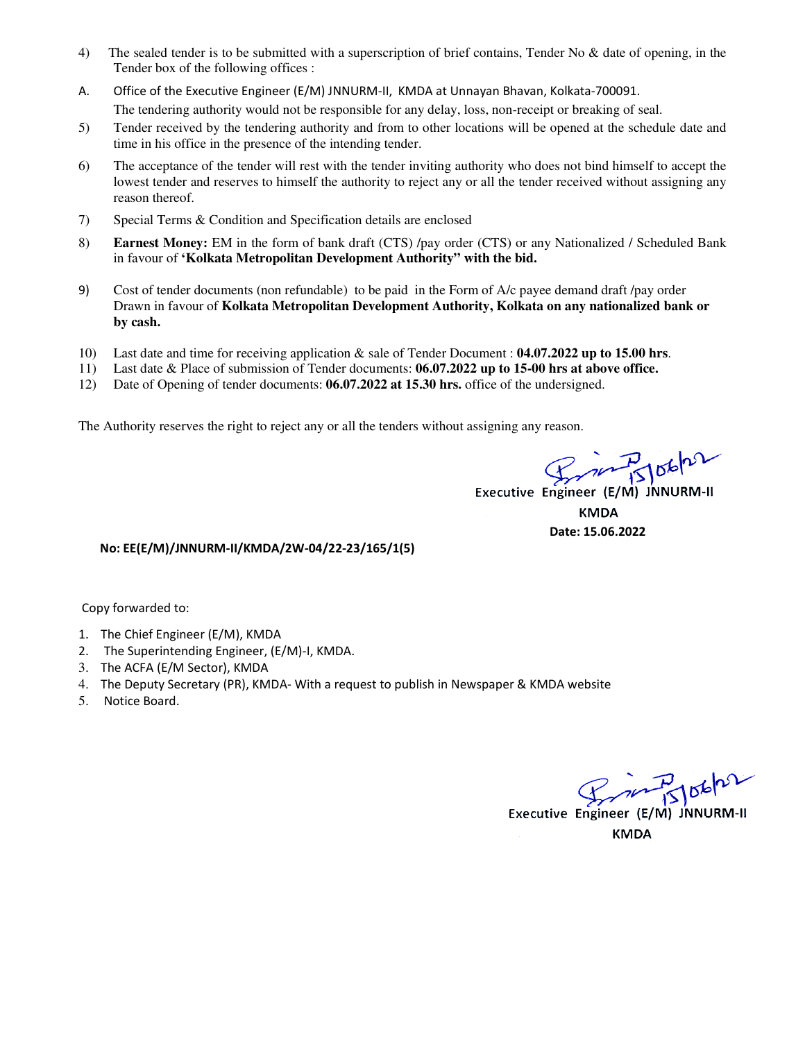4) The sealed tender is to be submitted with a superscription of brief contains, Tender No & date of opening, in the Tender box of the following offices :

A. Office of the Executive Engineer (E/M) JNNURM-II, KMDA at Unnayan Bhavan, Kolkata-700091.

The tendering authority would not be responsible for any delay, loss, non-receipt or breaking of seal.

5) Tender received by the tendering authority and from to other locations will be opened at the schedule date and time in his office in the presence of the intending tender.

6) The acceptance of the tender will rest with the tender inviting authority who does not bind himself to accept the lowest tender and reserves to himself the authority to reject any or all the tender received without assigning any reason thereof.

7) Special Terms & Condition and Specification details are enclosed

8) **Earnest Money:** EM in the form of bank draft (CTS) /pay order (CTS) or any Nationalized / Scheduled Bank in favour of **'Kolkata Metropolitan Development Authority" with the bid.**

9) Cost of tender documents (non refundable) to be paid in the Form of A/c payee demand draft /pay order Drawn in favour of **Kolkata Metropolitan Development Authority, Kolkata on any nationalized bank or by cash.**

10) Last date and time for receiving application & sale of Tender Document : **04.07.2022 up to 15.00 hrs**.

11) Last date & Place of submission of Tender documents: **06.07.2022 up to 15-00 hrs at above office.**

12) Date of Opening of tender documents: **06.07.2022 at 15.30 hrs.** office of the undersigned.

The Authority reserves the right to reject any or all the tenders without assigning any reason.

15/06/22

Executive Engineer (E/M) JNNURM-II

KMDA

**Date: 15.06.2022**

**No: EE(E/M)/JNNURM-II/KMDA/2W-04/22-23/165/1(5)**

Copy forwarded to:

1. The Chief Engineer (E/M), KMDA
2. The Superintending Engineer, (E/M)-I, KMDA.
3. The ACFA (E/M Sector), KMDA
4. The Deputy Secretary (PR), KMDA- With a request to publish in Newspaper & KMDA website
5. Notice Board.

15/06/22

Executive Engineer (E/M) JNNURM-II

KMDA